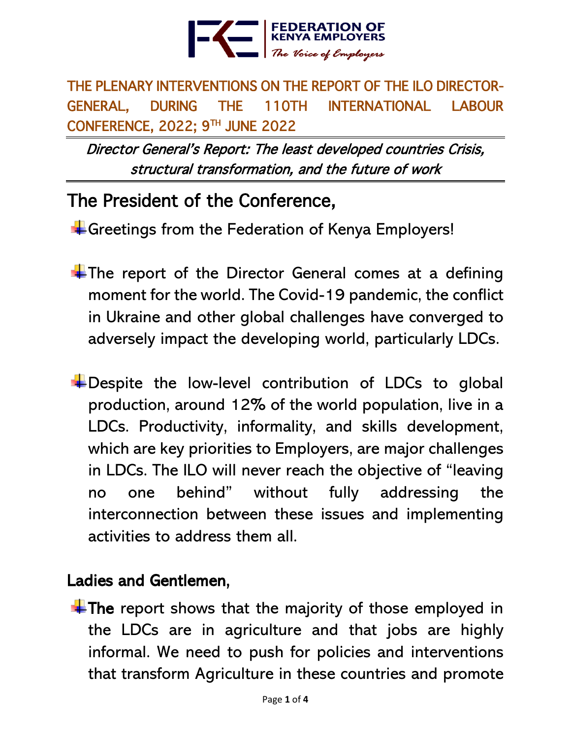FEDERATION OF KENYA EMPLOYERS

*The Voice of Employers*

# THE PLENARY INTERVENTIONS ON THE REPORT OF THE ILO DIRECTOR-GENERAL, DURING THE 110TH INTERNATIONAL LABOUR CONFERENCE, 2022; 9TH JUNE 2022

*Director General's Report: The least developed countries Crisis, structural transformation, and the future of work*

## The President of the Conference,

- Greetings from the Federation of Kenya Employers!

- The report of the Director General comes at a defining moment for the world. The Covid-19 pandemic, the conflict in Ukraine and other global challenges have converged to adversely impact the developing world, particularly LDCs.

- Despite the low-level contribution of LDCs to global production, around 12% of the world population, live in a LDCs. Productivity, informality, and skills development, which are key priorities to Employers, are major challenges in LDCs. The ILO will never reach the objective of "leaving no one behind" without fully addressing the interconnection between these issues and implementing activities to address them all.

### Ladies and Gentlemen,

- **The** report shows that the majority of those employed in the LDCs are in agriculture and that jobs are highly informal. We need to push for policies and interventions that transform Agriculture in these countries and promote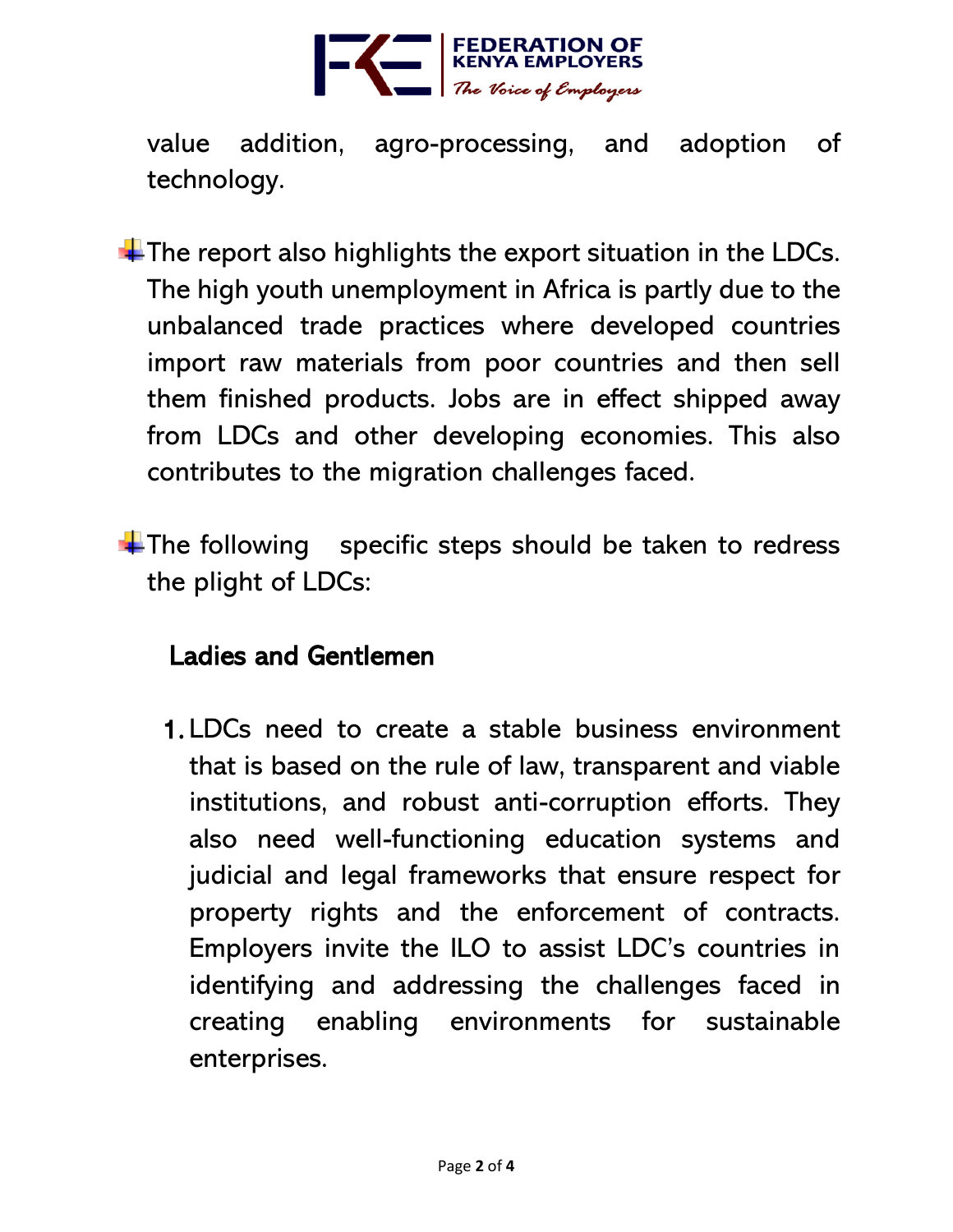value addition, agro-processing, and adoption of technology.

- The report also highlights the export situation in the LDCs. The high youth unemployment in Africa is partly due to the unbalanced trade practices where developed countries import raw materials from poor countries and then sell them finished products. Jobs are in effect shipped away from LDCs and other developing economies. This also contributes to the migration challenges faced.

- The following specific steps should be taken to redress the plight of LDCs:

## Ladies and Gentlemen

1. LDCs need to create a stable business environment that is based on the rule of law, transparent and viable institutions, and robust anti-corruption efforts. They also need well-functioning education systems and judicial and legal frameworks that ensure respect for property rights and the enforcement of contracts. Employers invite the ILO to assist LDC's countries in identifying and addressing the challenges faced in creating enabling environments for sustainable enterprises.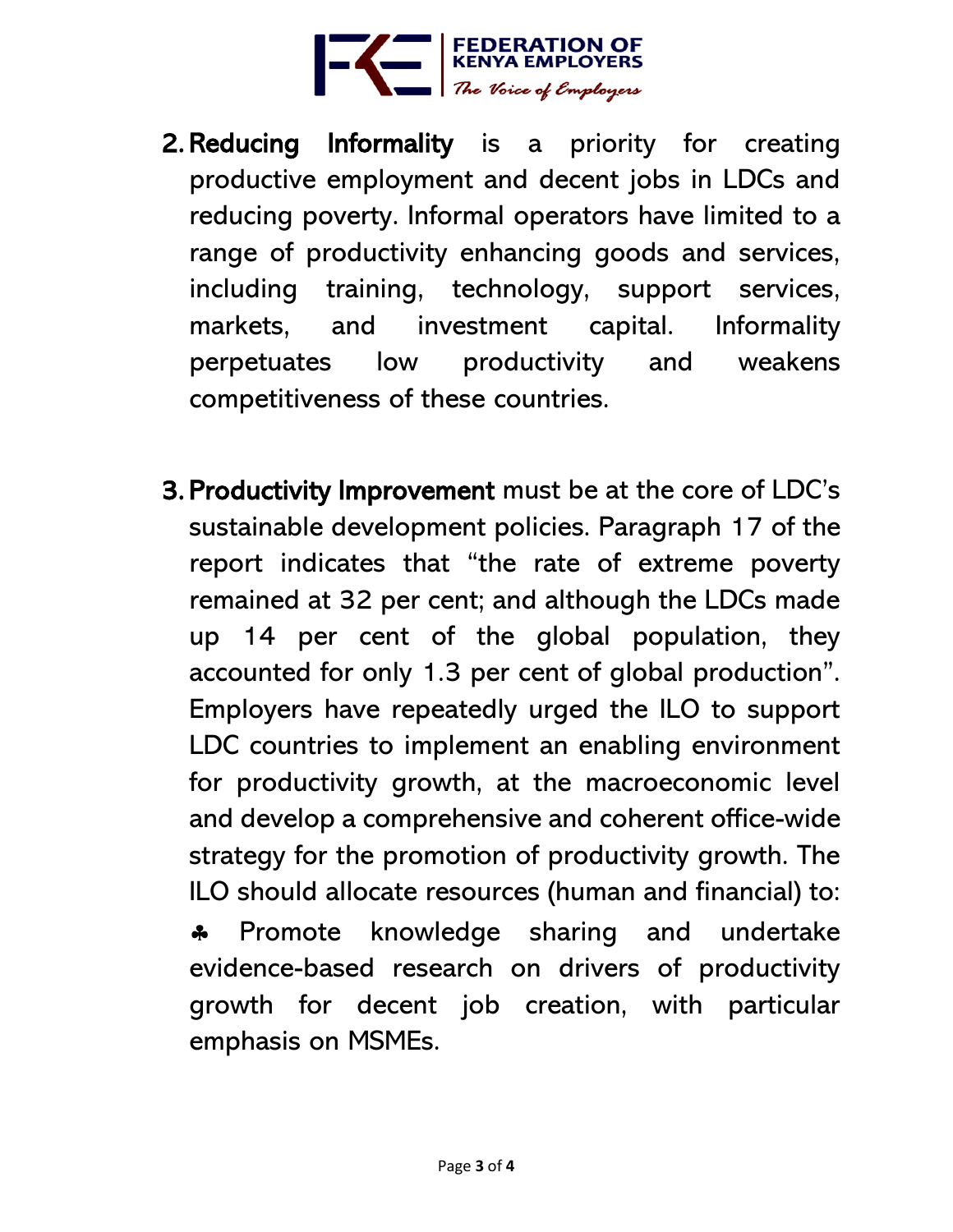2. **Reducing Informality** is a priority for creating productive employment and decent jobs in LDCs and reducing poverty. Informal operators have limited to a range of productivity enhancing goods and services, including training, technology, support services, markets, and investment capital. Informality perpetuates low productivity and weakens competitiveness of these countries.

3. **Productivity Improvement** must be at the core of LDC's sustainable development policies. Paragraph 17 of the report indicates that "the rate of extreme poverty remained at 32 per cent; and although the LDCs made up 14 per cent of the global population, they accounted for only 1.3 per cent of global production". Employers have repeatedly urged the ILO to support LDC countries to implement an enabling environment for productivity growth, at the macroeconomic level and develop a comprehensive and coherent office-wide strategy for the promotion of productivity growth. The ILO should allocate resources (human and financial) to:

   ♣ Promote knowledge sharing and undertake evidence-based research on drivers of productivity growth for decent job creation, with particular emphasis on MSMEs.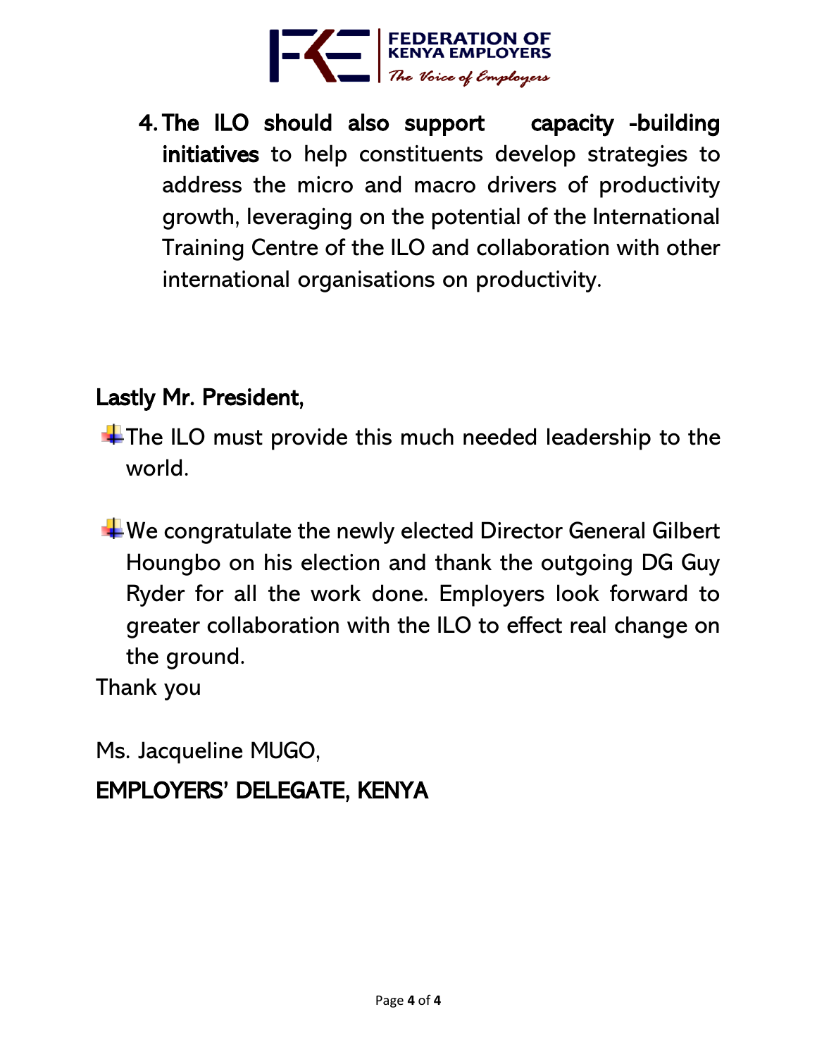4. **The ILO should also support capacity -building initiatives** to help constituents develop strategies to address the micro and macro drivers of productivity growth, leveraging on the potential of the International Training Centre of the ILO and collaboration with other international organisations on productivity.

**Lastly Mr. President,**

- The ILO must provide this much needed leadership to the world.

- We congratulate the newly elected Director General Gilbert Houngbo on his election and thank the outgoing DG Guy Ryder for all the work done. Employers look forward to greater collaboration with the ILO to effect real change on the ground.

Thank you

Ms. Jacqueline MUGO,

**EMPLOYERS' DELEGATE, KENYA**